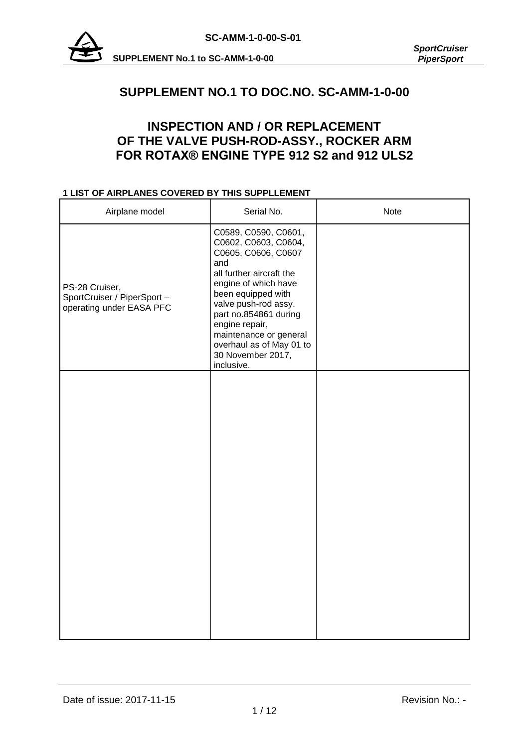# SUPPLEMENT NO.1 TO DOC.NO. SC-AMM-1-0-00

## INSPECTION AND / OR REPLACEMENT OF THE VALVE PUSH-ROD-ASSY., ROCKER ARM FOR ROTAX® ENGINE TYPE 912 S2 and 912 ULS2

**1 LIST OF AIRPLANES COVERED BY THIS SUPPLLEMENT**

| Airplane model | Serial No. | Note |
|---|---|---|
| PS-28 Cruiser, SportCruiser / PiperSport – operating under EASA PFC | C0589, C0590, C0601, C0602, C0603, C0604, C0605, C0606, C0607 and all further aircraft the engine of which have been equipped with valve push-rod assy. part no.854861 during engine repair, maintenance or general overhaul as of May 01 to 30 November 2017, inclusive. | |
| | | |

Date of issue: 2017-11-15 | Revision No.: -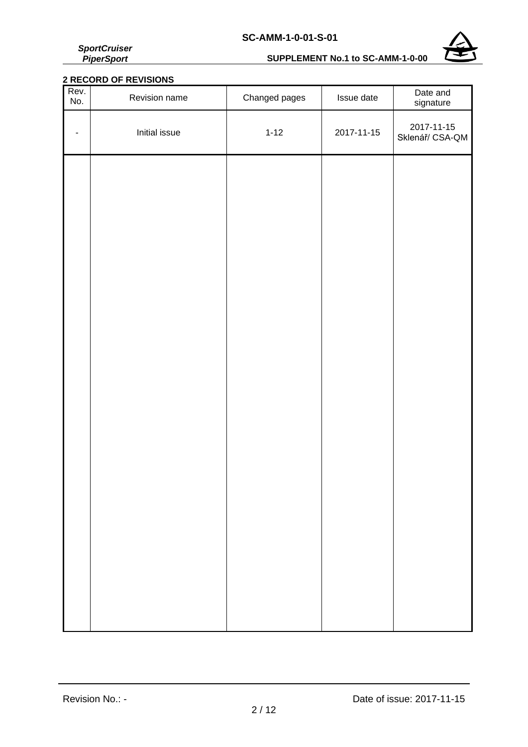## 2 RECORD OF REVISIONS

| Rev. No. | Revision name | Changed pages | Issue date | Date and signature |
|---|---|---|---|---|
| - | Initial issue | 1-12 | 2017-11-15 | 2017-11-15 Sklenář/ CSA-QM |
| | | | | |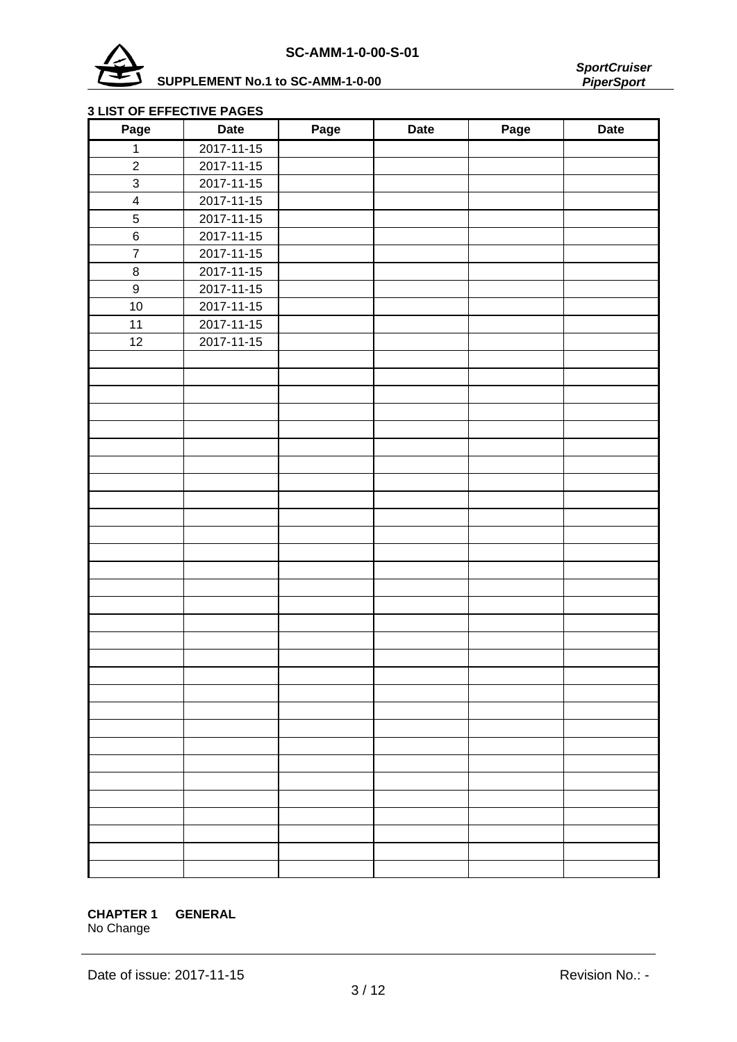## 3 LIST OF EFFECTIVE PAGES

| Page | Date | Page | Date | Page | Date |
|---|---|---|---|---|---|
| 1 | 2017-11-15 | | | | |
| 2 | 2017-11-15 | | | | |
| 3 | 2017-11-15 | | | | |
| 4 | 2017-11-15 | | | | |
| 5 | 2017-11-15 | | | | |
| 6 | 2017-11-15 | | | | |
| 7 | 2017-11-15 | | | | |
| 8 | 2017-11-15 | | | | |
| 9 | 2017-11-15 | | | | |
| 10 | 2017-11-15 | | | | |
| 11 | 2017-11-15 | | | | |
| 12 | 2017-11-15 | | | | |

**CHAPTER 1 GENERAL**

No Change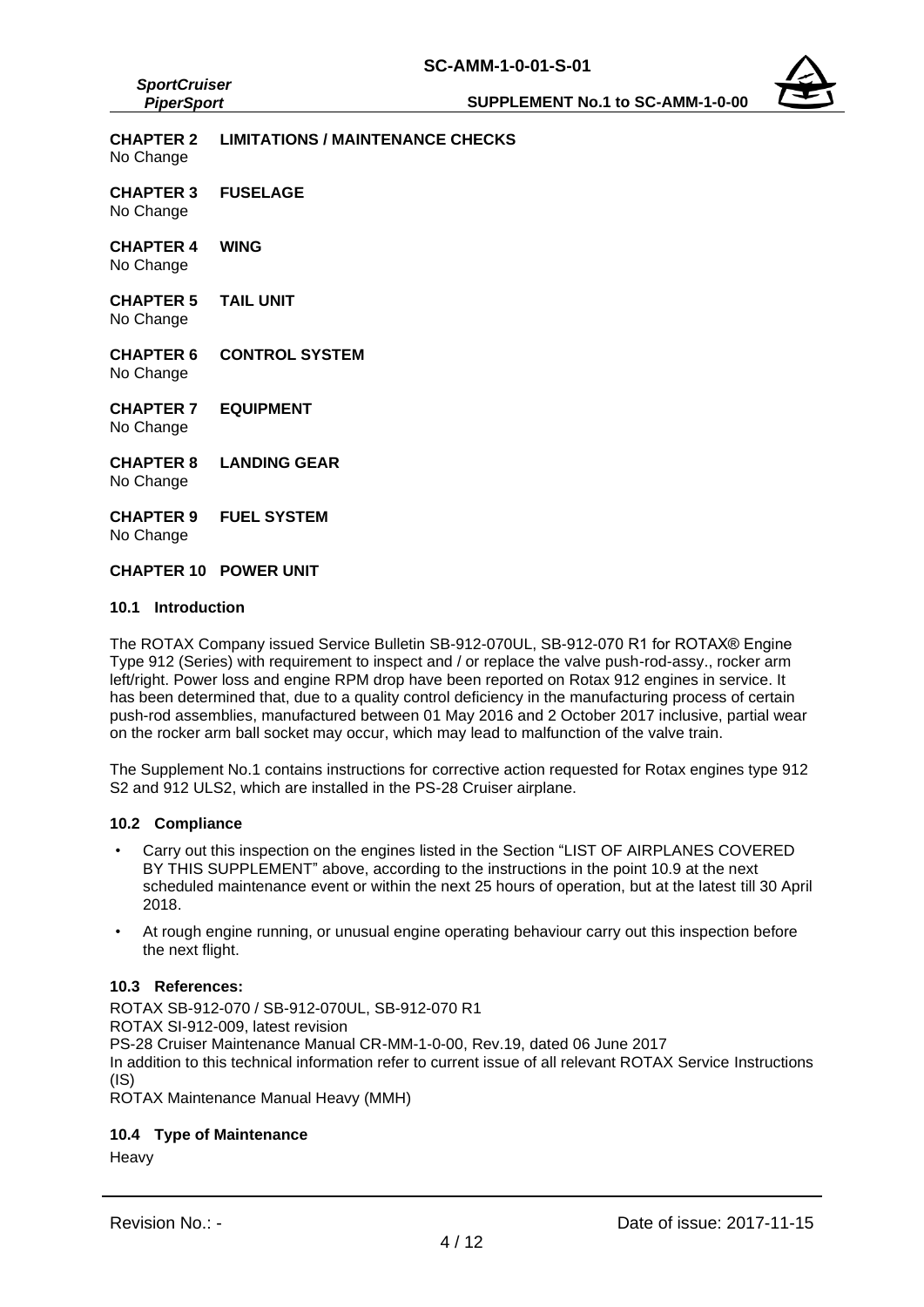**CHAPTER 2 LIMITATIONS / MAINTENANCE CHECKS**
No Change

**CHAPTER 3 FUSELAGE**
No Change

**CHAPTER 4 WING**
No Change

**CHAPTER 5 TAIL UNIT**
No Change

**CHAPTER 6 CONTROL SYSTEM**
No Change

**CHAPTER 7 EQUIPMENT**
No Change

**CHAPTER 8 LANDING GEAR**
No Change

**CHAPTER 9 FUEL SYSTEM**
No Change

**CHAPTER 10 POWER UNIT**

### 10.1 Introduction

The ROTAX Company issued Service Bulletin SB-912-070UL, SB-912-070 R1 for ROTAX® Engine Type 912 (Series) with requirement to inspect and / or replace the valve push-rod-assy., rocker arm left/right. Power loss and engine RPM drop have been reported on Rotax 912 engines in service. It has been determined that, due to a quality control deficiency in the manufacturing process of certain push-rod assemblies, manufactured between 01 May 2016 and 2 October 2017 inclusive, partial wear on the rocker arm ball socket may occur, which may lead to malfunction of the valve train.

The Supplement No.1 contains instructions for corrective action requested for Rotax engines type 912 S2 and 912 ULS2, which are installed in the PS-28 Cruiser airplane.

### 10.2 Compliance

- Carry out this inspection on the engines listed in the Section "LIST OF AIRPLANES COVERED BY THIS SUPPLEMENT" above, according to the instructions in the point 10.9 at the next scheduled maintenance event or within the next 25 hours of operation, but at the latest till 30 April 2018.
- At rough engine running, or unusual engine operating behaviour carry out this inspection before the next flight.

### 10.3 References:

ROTAX SB-912-070 / SB-912-070UL, SB-912-070 R1
ROTAX SI-912-009, latest revision
PS-28 Cruiser Maintenance Manual CR-MM-1-0-00, Rev.19, dated 06 June 2017
In addition to this technical information refer to current issue of all relevant ROTAX Service Instructions (IS)
ROTAX Maintenance Manual Heavy (MMH)

### 10.4 Type of Maintenance

Heavy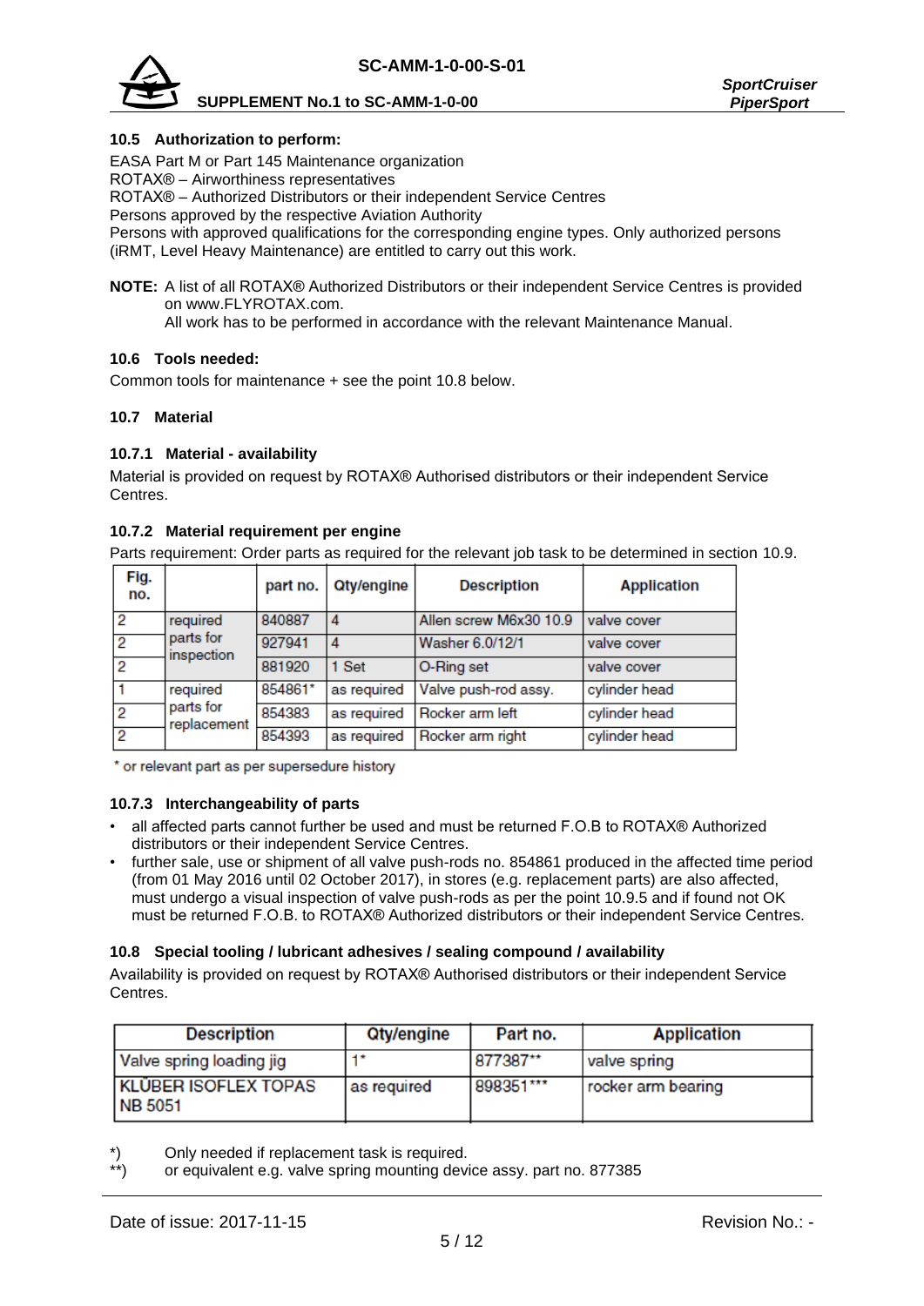### 10.5 Authorization to perform:

EASA Part M or Part 145 Maintenance organization
ROTAX® – Airworthiness representatives
ROTAX® – Authorized Distributors or their independent Service Centres
Persons approved by the respective Aviation Authority
Persons with approved qualifications for the corresponding engine types. Only authorized persons (iRMT, Level Heavy Maintenance) are entitled to carry out this work.

**NOTE:** A list of all ROTAX® Authorized Distributors or their independent Service Centres is provided on www.FLYROTAX.com.
All work has to be performed in accordance with the relevant Maintenance Manual.

### 10.6 Tools needed:

Common tools for maintenance + see the point 10.8 below.

### 10.7 Material

#### 10.7.1 Material - availability

Material is provided on request by ROTAX® Authorised distributors or their independent Service Centres.

#### 10.7.2 Material requirement per engine

Parts requirement: Order parts as required for the relevant job task to be determined in section 10.9.

| Fig. no. | | part no. | Qty/engine | Description | Application |
|---|---|---|---|---|---|
| 2 | required parts for inspection | 840887 | 4 | Allen screw M6x30 10.9 | valve cover |
| 2 | | 927941 | 4 | Washer 6.0/12/1 | valve cover |
| 2 | | 881920 | 1 Set | O-Ring set | valve cover |
| 1 | required parts for replacement | 854861* | as required | Valve push-rod assy. | cylinder head |
| 2 | | 854383 | as required | Rocker arm left | cylinder head |
| 2 | | 854393 | as required | Rocker arm right | cylinder head |

\* or relevant part as per supersedure history

#### 10.7.3 Interchangeability of parts

- all affected parts cannot further be used and must be returned F.O.B to ROTAX® Authorized distributors or their independent Service Centres.
- further sale, use or shipment of all valve push-rods no. 854861 produced in the affected time period (from 01 May 2016 until 02 October 2017), in stores (e.g. replacement parts) are also affected, must undergo a visual inspection of valve push-rods as per the point 10.9.5 and if found not OK must be returned F.O.B. to ROTAX® Authorized distributors or their independent Service Centres.

### 10.8 Special tooling / lubricant adhesives / sealing compound / availability

Availability is provided on request by ROTAX® Authorised distributors or their independent Service Centres.

| Description | Qty/engine | Part no. | Application |
|---|---|---|---|
| Valve spring loading jig | 1* | 877387** | valve spring |
| KLÜBER ISOFLEX TOPAS NB 5051 | as required | 898351*** | rocker arm bearing |

*) Only needed if replacement task is required.
**) or equivalent e.g. valve spring mounting device assy. part no. 877385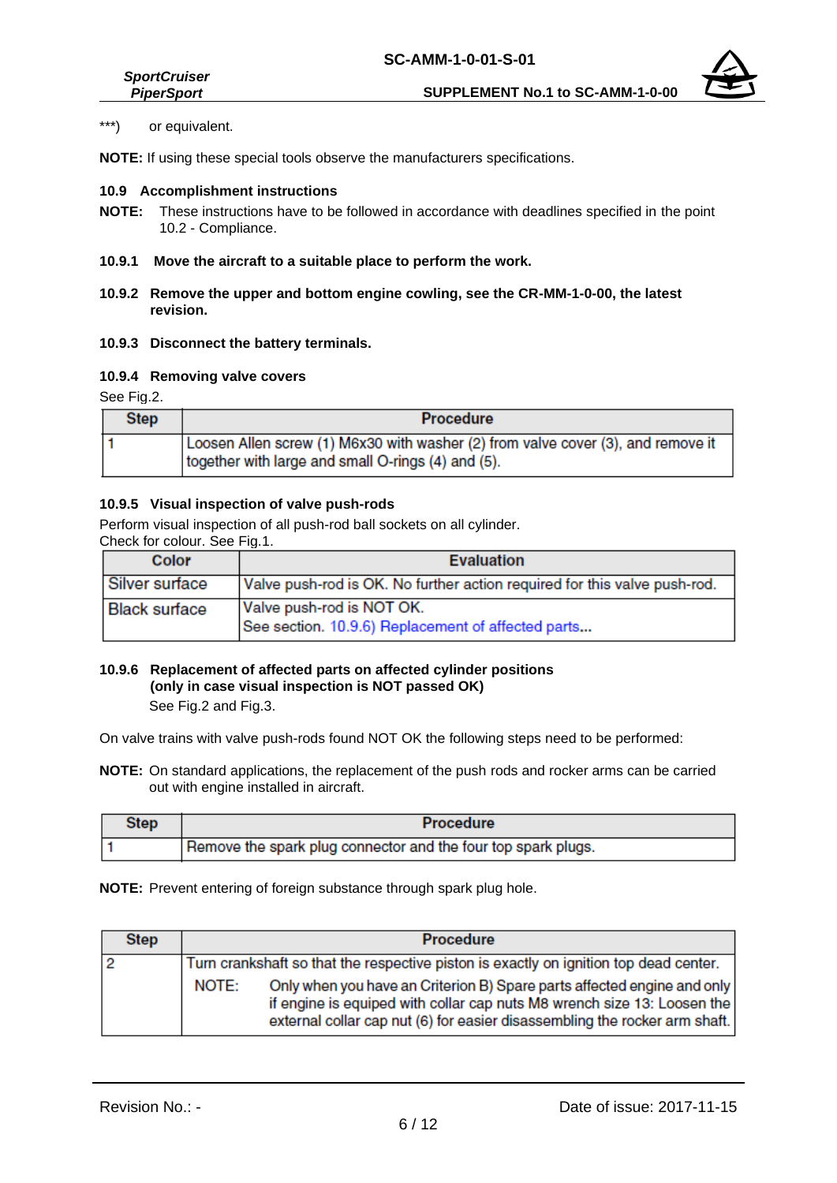***)  or equivalent.

**NOTE:** If using these special tools observe the manufacturers specifications.

### 10.9 Accomplishment instructions

**NOTE:** These instructions have to be followed in accordance with deadlines specified in the point 10.2 - Compliance.

#### 10.9.1 Move the aircraft to a suitable place to perform the work.

#### 10.9.2 Remove the upper and bottom engine cowling, see the CR-MM-1-0-00, the latest revision.

#### 10.9.3 Disconnect the battery terminals.

#### 10.9.4 Removing valve covers

See Fig.2.

| Step | Procedure |
|---|---|
| 1 | Loosen Allen screw (1) M6x30 with washer (2) from valve cover (3), and remove it together with large and small O-rings (4) and (5). |

#### 10.9.5 Visual inspection of valve push-rods

Perform visual inspection of all push-rod ball sockets on all cylinder.
Check for colour. See Fig.1.

| Color | Evaluation |
|---|---|
| Silver surface | Valve push-rod is OK. No further action required for this valve push-rod. |
| Black surface | Valve push-rod is NOT OK.<br>See section. 10.9.6) Replacement of affected parts... |

#### 10.9.6 Replacement of affected parts on affected cylinder positions (only in case visual inspection is NOT passed OK)

See Fig.2 and Fig.3.

On valve trains with valve push-rods found NOT OK the following steps need to be performed:

**NOTE:** On standard applications, the replacement of the push rods and rocker arms can be carried out with engine installed in aircraft.

| Step | Procedure |
|---|---|
| 1 | Remove the spark plug connector and the four top spark plugs. |

**NOTE:** Prevent entering of foreign substance through spark plug hole.

| Step | Procedure |
|---|---|
| 2 | Turn crankshaft so that the respective piston is exactly on ignition top dead center.<br>NOTE: Only when you have an Criterion B) Spare parts affected engine and only if engine is equiped with collar cap nuts M8 wrench size 13: Loosen the external collar cap nut (6) for easier disassembling the rocker arm shaft. |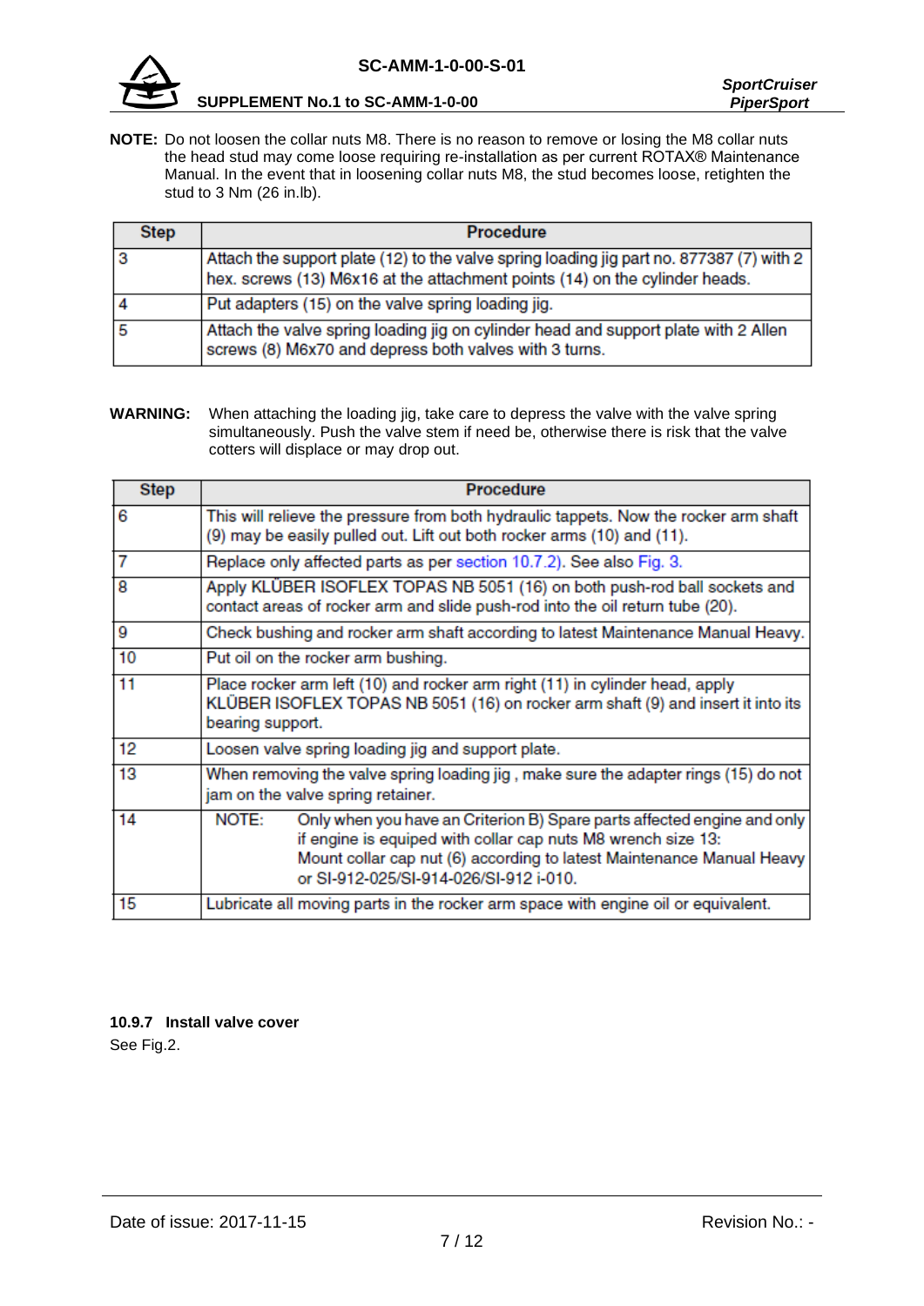**NOTE:** Do not loosen the collar nuts M8. There is no reason to remove or losing the M8 collar nuts the head stud may come loose requiring re-installation as per current ROTAX® Maintenance Manual. In the event that in loosening collar nuts M8, the stud becomes loose, retighten the stud to 3 Nm (26 in.lb).

| Step | Procedure |
|---|---|
| 3 | Attach the support plate (12) to the valve spring loading jig part no. 877387 (7) with 2 hex. screws (13) M6x16 at the attachment points (14) on the cylinder heads. |
| 4 | Put adapters (15) on the valve spring loading jig. |
| 5 | Attach the valve spring loading jig on cylinder head and support plate with 2 Allen screws (8) M6x70 and depress both valves with 3 turns. |

**WARNING:** When attaching the loading jig, take care to depress the valve with the valve spring simultaneously. Push the valve stem if need be, otherwise there is risk that the valve cotters will displace or may drop out.

| Step | Procedure |
|---|---|
| 6 | This will relieve the pressure from both hydraulic tappets. Now the rocker arm shaft (9) may be easily pulled out. Lift out both rocker arms (10) and (11). |
| 7 | Replace only affected parts as per section 10.7.2). See also Fig. 3. |
| 8 | Apply KLÜBER ISOFLEX TOPAS NB 5051 (16) on both push-rod ball sockets and contact areas of rocker arm and slide push-rod into the oil return tube (20). |
| 9 | Check bushing and rocker arm shaft according to latest Maintenance Manual Heavy. |
| 10 | Put oil on the rocker arm bushing. |
| 11 | Place rocker arm left (10) and rocker arm right (11) in cylinder head, apply KLÜBER ISOFLEX TOPAS NB 5051 (16) on rocker arm shaft (9) and insert it into its bearing support. |
| 12 | Loosen valve spring loading jig and support plate. |
| 13 | When removing the valve spring loading jig , make sure the adapter rings (15) do not jam on the valve spring retainer. |
| 14 | NOTE: Only when you have an Criterion B) Spare parts affected engine and only if engine is equiped with collar cap nuts M8 wrench size 13: Mount collar cap nut (6) according to latest Maintenance Manual Heavy or SI-912-025/SI-914-026/SI-912 i-010. |
| 15 | Lubricate all moving parts in the rocker arm space with engine oil or equivalent. |

### 10.9.7 Install valve cover

See Fig.2.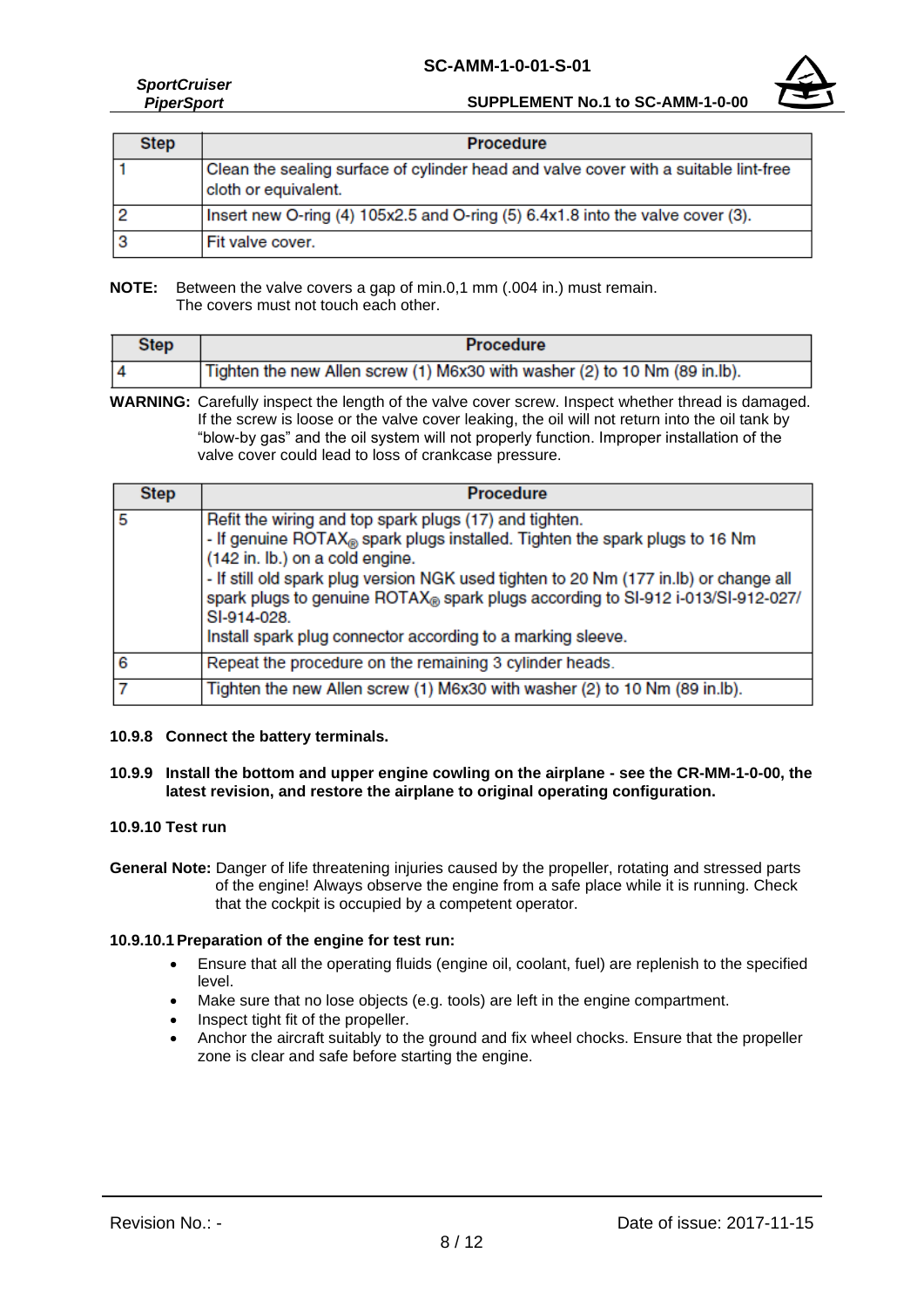| Step | Procedure |
|---|---|
| 1 | Clean the sealing surface of cylinder head and valve cover with a suitable lint-free cloth or equivalent. |
| 2 | Insert new O-ring (4) 105x2.5 and O-ring (5) 6.4x1.8 into the valve cover (3). |
| 3 | Fit valve cover. |

**NOTE:** Between the valve covers a gap of min.0,1 mm (.004 in.) must remain. The covers must not touch each other.

| Step | Procedure |
|---|---|
| 4 | Tighten the new Allen screw (1) M6x30 with washer (2) to 10 Nm (89 in.lb). |

**WARNING:** Carefully inspect the length of the valve cover screw. Inspect whether thread is damaged. If the screw is loose or the valve cover leaking, the oil will not return into the oil tank by “blow-by gas” and the oil system will not properly function. Improper installation of the valve cover could lead to loss of crankcase pressure.

| Step | Procedure |
|---|---|
| 5 | Refit the wiring and top spark plugs (17) and tighten.<br>- If genuine ROTAX® spark plugs installed. Tighten the spark plugs to 16 Nm (142 in. lb.) on a cold engine.<br>- If still old spark plug version NGK used tighten to 20 Nm (177 in.lb) or change all spark plugs to genuine ROTAX® spark plugs according to SI-912 i-013/SI-912-027/ SI-914-028.<br>Install spark plug connector according to a marking sleeve. |
| 6 | Repeat the procedure on the remaining 3 cylinder heads. |
| 7 | Tighten the new Allen screw (1) M6x30 with washer (2) to 10 Nm (89 in.lb). |

**10.9.8 Connect the battery terminals.**

**10.9.9 Install the bottom and upper engine cowling on the airplane - see the CR-MM-1-0-00, the latest revision, and restore the airplane to original operating configuration.**

**10.9.10 Test run**

**General Note:** Danger of life threatening injuries caused by the propeller, rotating and stressed parts of the engine! Always observe the engine from a safe place while it is running. Check that the cockpit is occupied by a competent operator.

**10.9.10.1 Preparation of the engine for test run:**

- Ensure that all the operating fluids (engine oil, coolant, fuel) are replenish to the specified level.
- Make sure that no lose objects (e.g. tools) are left in the engine compartment.
- Inspect tight fit of the propeller.
- Anchor the aircraft suitably to the ground and fix wheel chocks. Ensure that the propeller zone is clear and safe before starting the engine.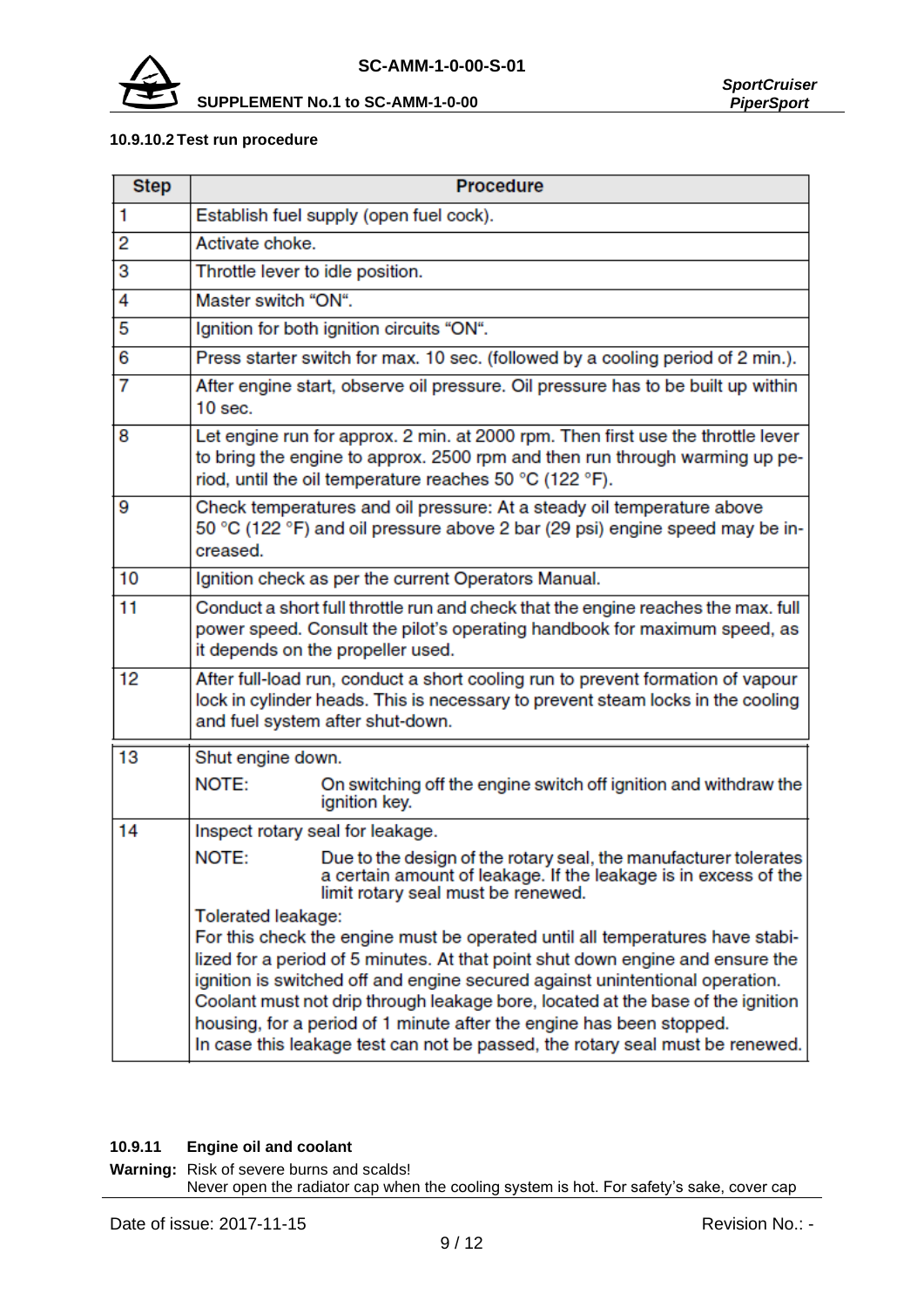#### 10.9.10.2 Test run procedure

| Step | Procedure |
|---|---|
| 1 | Establish fuel supply (open fuel cock). |
| 2 | Activate choke. |
| 3 | Throttle lever to idle position. |
| 4 | Master switch “ON“. |
| 5 | Ignition for both ignition circuits “ON“. |
| 6 | Press starter switch for max. 10 sec. (followed by a cooling period of 2 min.). |
| 7 | After engine start, observe oil pressure. Oil pressure has to be built up within 10 sec. |
| 8 | Let engine run for approx. 2 min. at 2000 rpm. Then first use the throttle lever to bring the engine to approx. 2500 rpm and then run through warming up period, until the oil temperature reaches 50 °C (122 °F). |
| 9 | Check temperatures and oil pressure: At a steady oil temperature above 50 °C (122 °F) and oil pressure above 2 bar (29 psi) engine speed may be increased. |
| 10 | Ignition check as per the current Operators Manual. |
| 11 | Conduct a short full throttle run and check that the engine reaches the max. full power speed. Consult the pilot’s operating handbook for maximum speed, as it depends on the propeller used. |
| 12 | After full-load run, conduct a short cooling run to prevent formation of vapour lock in cylinder heads. This is necessary to prevent steam locks in the cooling and fuel system after shut-down. |
| 13 | Shut engine down.<br>NOTE: On switching off the engine switch off ignition and withdraw the ignition key. |
| 14 | Inspect rotary seal for leakage.<br>NOTE: Due to the design of the rotary seal, the manufacturer tolerates a certain amount of leakage. If the leakage is in excess of the limit rotary seal must be renewed.<br>Tolerated leakage:<br>For this check the engine must be operated until all temperatures have stabilized for a period of 5 minutes. At that point shut down engine and ensure the ignition is switched off and engine secured against unintentional operation. Coolant must not drip through leakage bore, located at the base of the ignition housing, for a period of 1 minute after the engine has been stopped.<br>In case this leakage test can not be passed, the rotary seal must be renewed. |

### 10.9.11 Engine oil and coolant

**Warning:** Risk of severe burns and scalds!
Never open the radiator cap when the cooling system is hot. For safety’s sake, cover cap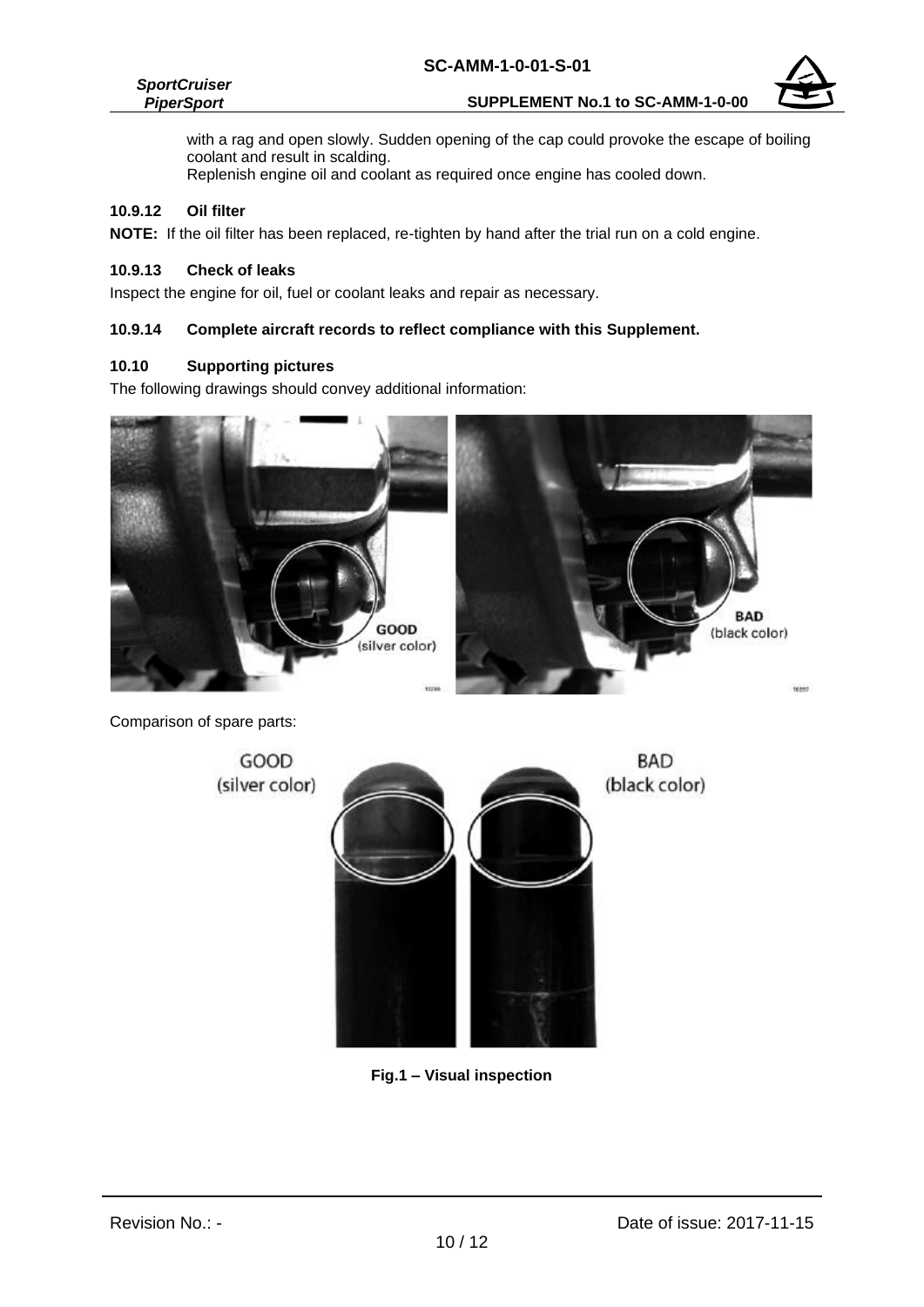with a rag and open slowly. Sudden opening of the cap could provoke the escape of boiling coolant and result in scalding.
Replenish engine oil and coolant as required once engine has cooled down.

### 10.9.12 Oil filter

**NOTE:** If the oil filter has been replaced, re-tighten by hand after the trial run on a cold engine.

### 10.9.13 Check of leaks

Inspect the engine for oil, fuel or coolant leaks and repair as necessary.

### 10.9.14 Complete aircraft records to reflect compliance with this Supplement.

## 10.10 Supporting pictures

The following drawings should convey additional information:

GOOD (silver color)

BAD (black color)

Comparison of spare parts:

GOOD (silver color)

BAD (black color)

**Fig.1 – Visual inspection**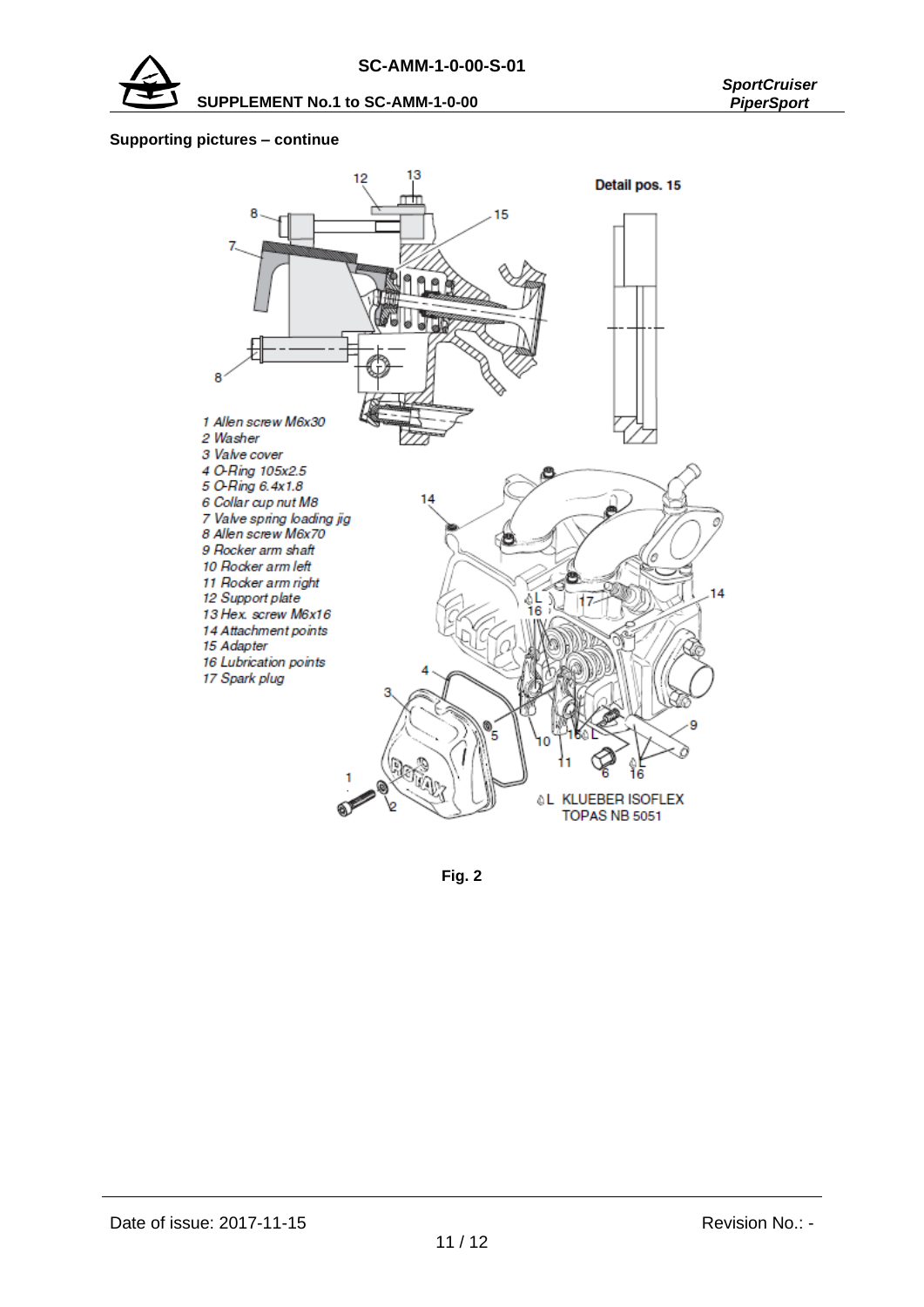**Supporting pictures – continue**

Detail pos. 15

1 Allen screw M6x30
2 Washer
3 Valve cover
4 O-Ring 105x2.5
5 O-Ring 6.4x1.8
6 Collar cup nut M8
7 Valve spring loading jig
8 Allen screw M6x70
9 Rocker arm shaft
10 Rocker arm left
11 Rocker arm right
12 Support plate
13 Hex. screw M6x16
14 Attachment points
15 Adapter
16 Lubrication points
17 Spark plug

L KLUEBER ISOFLEX TOPAS NB 5051

**Fig. 2**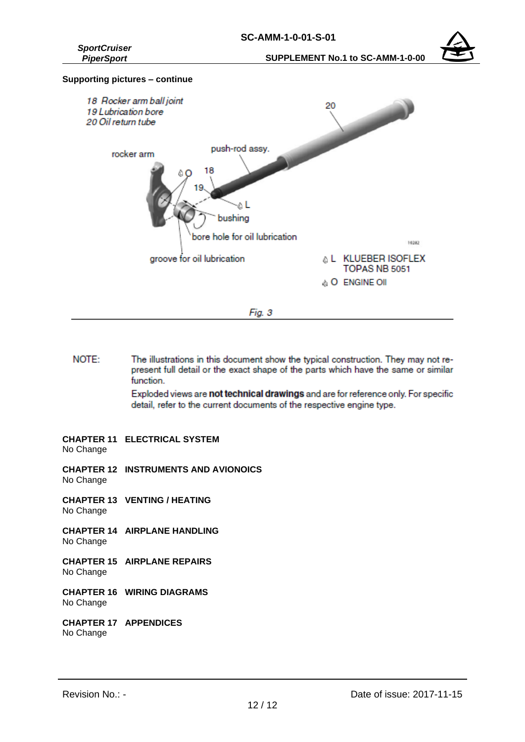**Supporting pictures – continue**

18 Rocker arm ball joint
19 Lubrication bore
20 Oil return tube

rocker arm
push-rod assy.
18
19
20
L
O
bushing
bore hole for oil lubrication
groove for oil lubrication

L KLUEBER ISOFLEX TOPAS NB 5051
O ENGINE OIl

10282

Fig. 3

NOTE: The illustrations in this document show the typical construction. They may not represent full detail or the exact shape of the parts which have the same or similar function.

Exploded views are **not technical drawings** and are for reference only. For specific detail, refer to the current documents of the respective engine type.

**CHAPTER 11 ELECTRICAL SYSTEM**
No Change

**CHAPTER 12 INSTRUMENTS AND AVIONOICS**
No Change

**CHAPTER 13 VENTING / HEATING**
No Change

**CHAPTER 14 AIRPLANE HANDLING**
No Change

**CHAPTER 15 AIRPLANE REPAIRS**
No Change

**CHAPTER 16 WIRING DIAGRAMS**
No Change

**CHAPTER 17 APPENDICES**
No Change